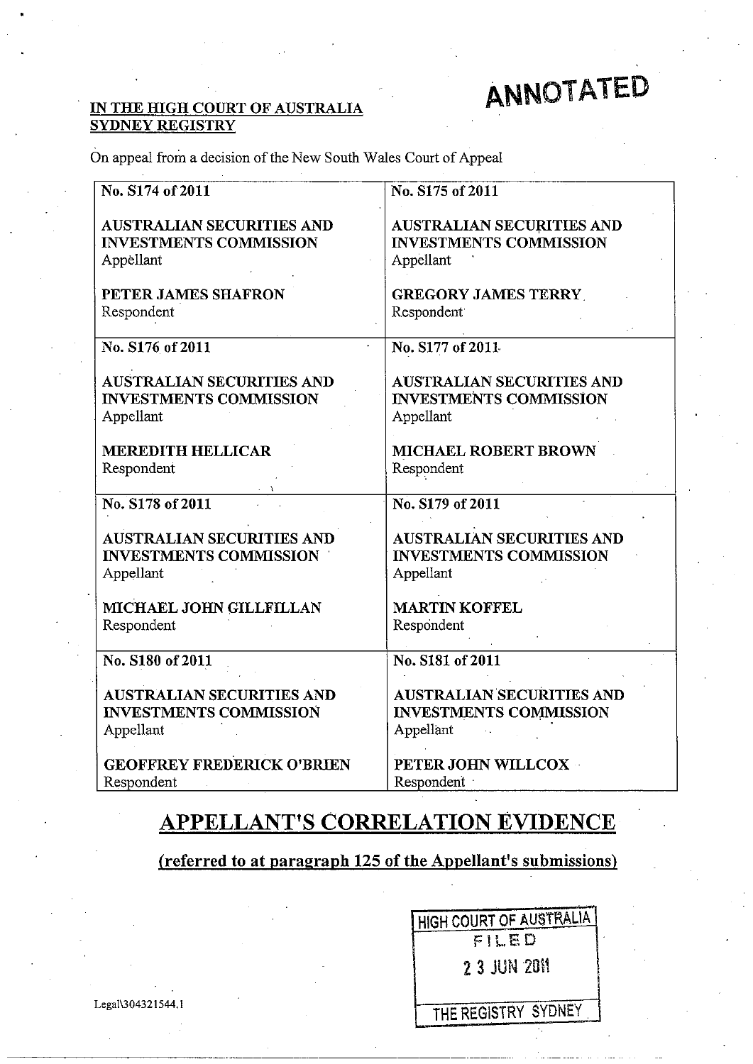**IN THE HIGH COURT OF AUSTRALIA**
**SYDNEY REGISTRY**

**ANNOTATED**

On appeal from a decision of the New South Wales Court of Appeal

| | |
|---|---|
| **No. S174 of 2011**<br><br>**AUSTRALIAN SECURITIES AND INVESTMENTS COMMISSION**<br>Appellant<br><br>**PETER JAMES SHAFRON**<br>Respondent | **No. S175 of 2011**<br><br>**AUSTRALIAN SECURITIES AND INVESTMENTS COMMISSION**<br>Appellant<br><br>**GREGORY JAMES TERRY**<br>Respondent |
| **No. S176 of 2011**<br><br>**AUSTRALIAN SECURITIES AND INVESTMENTS COMMISSION**<br>Appellant<br><br>**MEREDITH HELLICAR**<br>Respondent | **No. S177 of 2011**<br><br>**AUSTRALIAN SECURITIES AND INVESTMENTS COMMISSION**<br>Appellant<br><br>**MICHAEL ROBERT BROWN**<br>Respondent |
| **No. S178 of 2011**<br><br>**AUSTRALIAN SECURITIES AND INVESTMENTS COMMISSION**<br>Appellant<br><br>**MICHAEL JOHN GILLFILLAN**<br>Respondent | **No. S179 of 2011**<br><br>**AUSTRALIAN SECURITIES AND INVESTMENTS COMMISSION**<br>Appellant<br><br>**MARTIN KOFFEL**<br>Respondent |
| **No. S180 of 2011**<br><br>**AUSTRALIAN SECURITIES AND INVESTMENTS COMMISSION**<br>Appellant<br><br>**GEOFFREY FREDERICK O'BRIEN**<br>Respondent | **No. S181 of 2011**<br><br>**AUSTRALIAN SECURITIES AND INVESTMENTS COMMISSION**<br>Appellant<br><br>**PETER JOHN WILLCOX**<br>Respondent |

# APPELLANT'S CORRELATION EVIDENCE

## (referred to at paragraph 125 of the Appellant's submissions)

HIGH COURT OF AUSTRALIA
FILED
23 JUN 2011
THE REGISTRY SYDNEY

Legal\304321544.1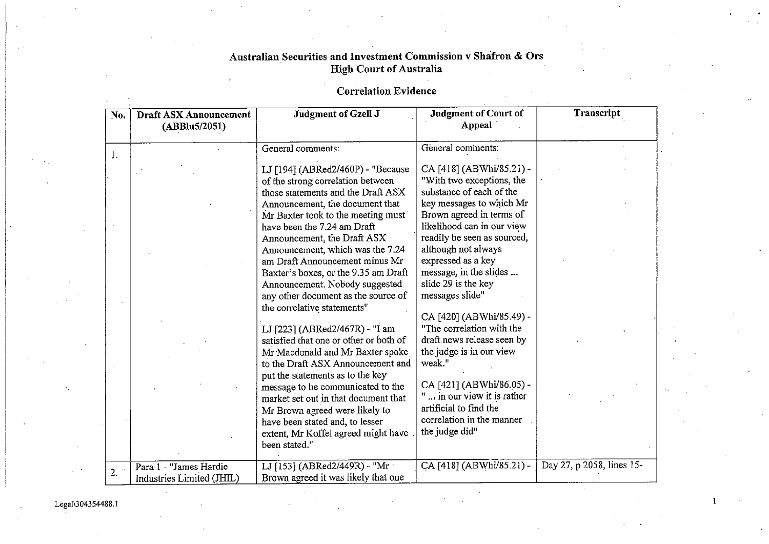**Australian Securities and Investment Commission v Shafron & Ors**
**High Court of Australia**

Correlation Evidence

| No. | Draft ASX Announcement (ABBlu5/2051) | Judgment of Gzell J | Judgment of Court of Appeal | Transcript |
|---|---|---|---|---|
| 1. | | General comments: <br><br> LJ [194] (ABRed2/460P) - "Because of the strong correlation between those statements and the Draft ASX Announcement, the document that Mr Baxter took to the meeting must have been the 7.24 am Draft Announcement, the Draft ASX Announcement, which was the 7.24 am Draft Announcement minus Mr Baxter's boxes, or the 9.35 am Draft Announcement. Nobody suggested any other document as the source of the correlative statements" <br><br> LJ [223] (ABRed2/467R) - "I am satisfied that one or other or both of Mr Macdonald and Mr Baxter spoke to the Draft ASX Announcement and put the statements as to the key message to be communicated to the market set out in that document that Mr Brown agreed were likely to have been stated and, to lesser extent, Mr Koffel agreed might have been stated." | General comments: <br><br> CA [418] (ABWhi/85.21) - "With two exceptions, the substance of each of the key messages to which Mr Brown agreed in terms of likelihood can in our view readily be seen as sourced, although not always expressed as a key message, in the slides ... slide 29 is the key messages slide" <br><br> CA [420] (ABWhi/85.49) - "The correlation with the draft news release seen by the judge is in our view weak." <br><br> CA [421] (ABWhi/86.05) - " ... in our view it is rather artificial to find the correlation in the manner the judge did" | |
| 2. | Para 1 - "James Hardie Industries Limited (JHIL) | LJ [153] (ABRed2/449R) - "Mr Brown agreed it was likely that one | CA [418] (ABWhi/85.21) - | Day 27, p 2058, lines 15- |

Legal\304354488.1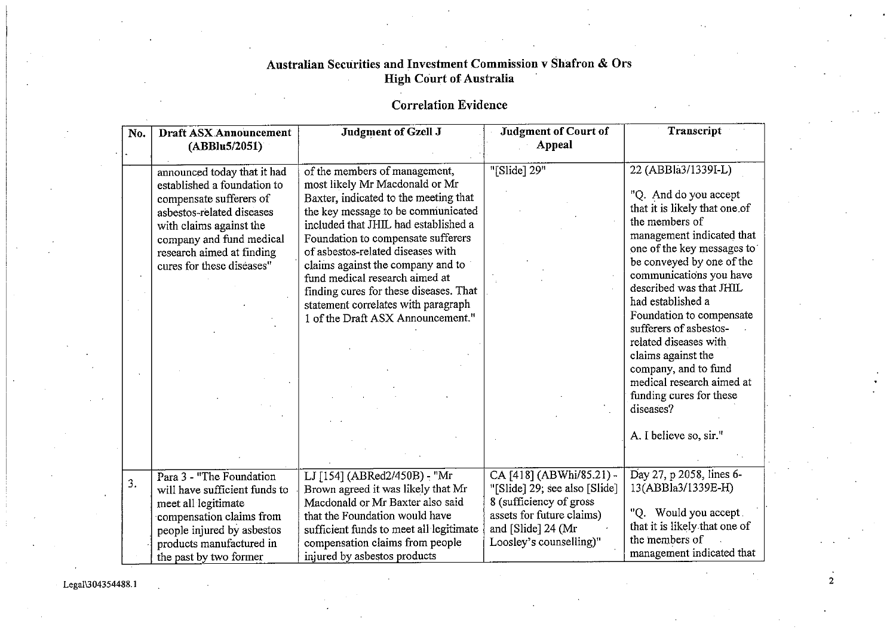# Australian Securities and Investment Commission v Shafron & Ors
# High Court of Australia

## Correlation Evidence

| No. | Draft ASX Announcement (ABBlu5/2051) | Judgment of Gzell J | Judgment of Court of Appeal | Transcript |
|---|---|---|---|---|
| | announced today that it had established a foundation to compensate sufferers of asbestos-related diseases with claims against the company and fund medical research aimed at finding cures for these diseases" | of the members of management, most likely Mr Macdonald or Mr Baxter, indicated to the meeting that the key message to be communicated included that JHIL had established a Foundation to compensate sufferers of asbestos-related diseases with claims against the company and to fund medical research aimed at finding cures for these diseases. That statement correlates with paragraph 1 of the Draft ASX Announcement." | "[Slide] 29" | 22 (ABBla3/1339I-L)<br><br>"Q. And do you accept that it is likely that one of the members of management indicated that one of the key messages to be conveyed by one of the communications you have described was that JHIL had established a Foundation to compensate sufferers of asbestos-related diseases with claims against the company, and to fund medical research aimed at funding cures for these diseases?<br><br>A. I believe so, sir." |
| 3. | Para 3 - "The Foundation will have sufficient funds to meet all legitimate compensation claims from people injured by asbestos products manufactured in the past by two former | LJ [154] (ABRed2/450B) - "Mr Brown agreed it was likely that Mr Macdonald or Mr Baxter also said that the Foundation would have sufficient funds to meet all legitimate compensation claims from people injured by asbestos products | CA [418] (ABWhi/85.21) - "[Slide] 29; see also [Slide] 8 (sufficiency of gross assets for future claims) and [Slide] 24 (Mr Loosley's counselling)" | Day 27, p 2058, lines 6-13(ABBla3/1339E-H)<br><br>"Q. Would you accept that it is likely that one of the members of management indicated that |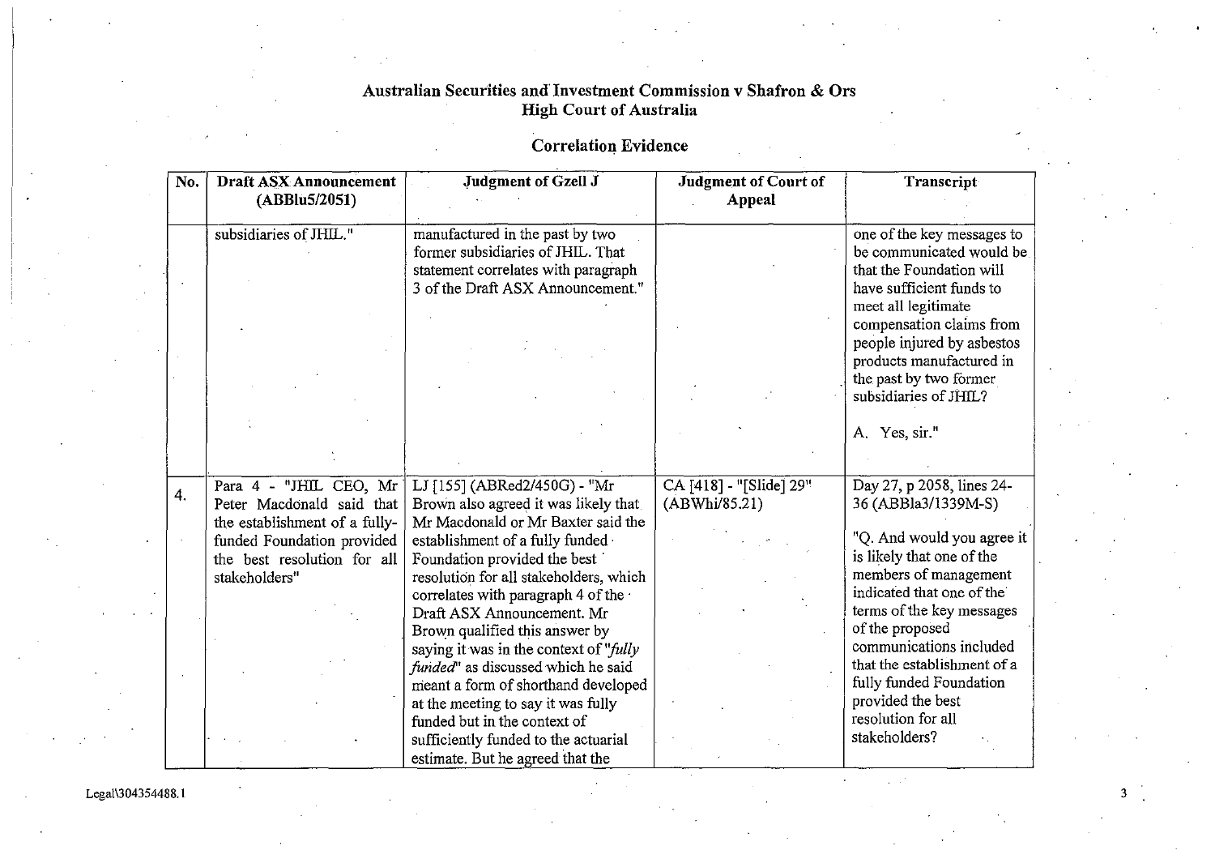# Australian Securities and Investment Commission v Shafron & Ors
## High Court of Australia

### Correlation Evidence

| No. | Draft ASX Announcement (ABBlu5/2051) | Judgment of Gzell J | Judgment of Court of Appeal | Transcript |
|---|---|---|---|---|
| | subsidiaries of JHIL." | manufactured in the past by two former subsidiaries of JHIL. That statement correlates with paragraph 3 of the Draft ASX Announcement." | | one of the key messages to be communicated would be that the Foundation will have sufficient funds to meet all legitimate compensation claims from people injured by asbestos products manufactured in the past by two former subsidiaries of JHIL?<br><br>A. Yes, sir." |
| 4. | Para 4 - "JHIL CEO, Mr Peter Macdonald said that the establishment of a fully-funded Foundation provided the best resolution for all stakeholders" | LJ [155] (ABRed2/450G) - "Mr Brown also agreed it was likely that Mr Macdonald or Mr Baxter said the establishment of a fully funded Foundation provided the best resolution for all stakeholders, which correlates with paragraph 4 of the Draft ASX Announcement. Mr Brown qualified this answer by saying it was in the context of "*fully funded*" as discussed which he said meant a form of shorthand developed at the meeting to say it was fully funded but in the context of sufficiently funded to the actuarial estimate. But he agreed that the | CA [418] - "[Slide] 29" (ABWhi/85.21) | Day 27, p 2058, lines 24-36 (ABBla3/1339M-S)<br><br>"Q. And would you agree it is likely that one of the members of management indicated that one of the terms of the key messages of the proposed communications included that the establishment of a fully funded Foundation provided the best resolution for all stakeholders? |

Legal\304354488.1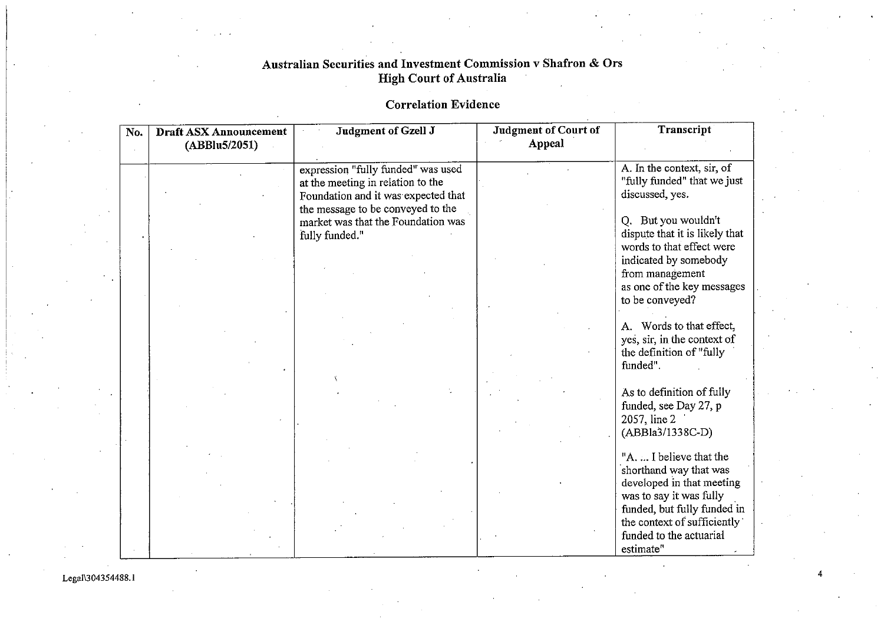# Australian Securities and Investment Commission v Shafron & Ors
## High Court of Australia

### Correlation Evidence

| No. | Draft ASX Announcement (ABBlu5/2051) | Judgment of Gzell J | Judgment of Court of Appeal | Transcript |
|---|---|---|---|---|
| | | expression "fully funded" was used at the meeting in relation to the Foundation and it was expected that the message to be conveyed to the market was that the Foundation was fully funded." | | A. In the context, sir, of "fully funded" that we just discussed, yes.<br><br>Q. But you wouldn't dispute that it is likely that words to that effect were indicated by somebody from management as one of the key messages to be conveyed?<br><br>A. Words to that effect, yes, sir, in the context of the definition of "fully funded".<br><br>As to definition of fully funded, see Day 27, p 2057, line 2 (ABBla3/1338C-D)<br><br>"A. ... I believe that the shorthand way that was developed in that meeting was to say it was fully funded, but fully funded in the context of sufficiently funded to the actuarial estimate" |

Legal\304354488.1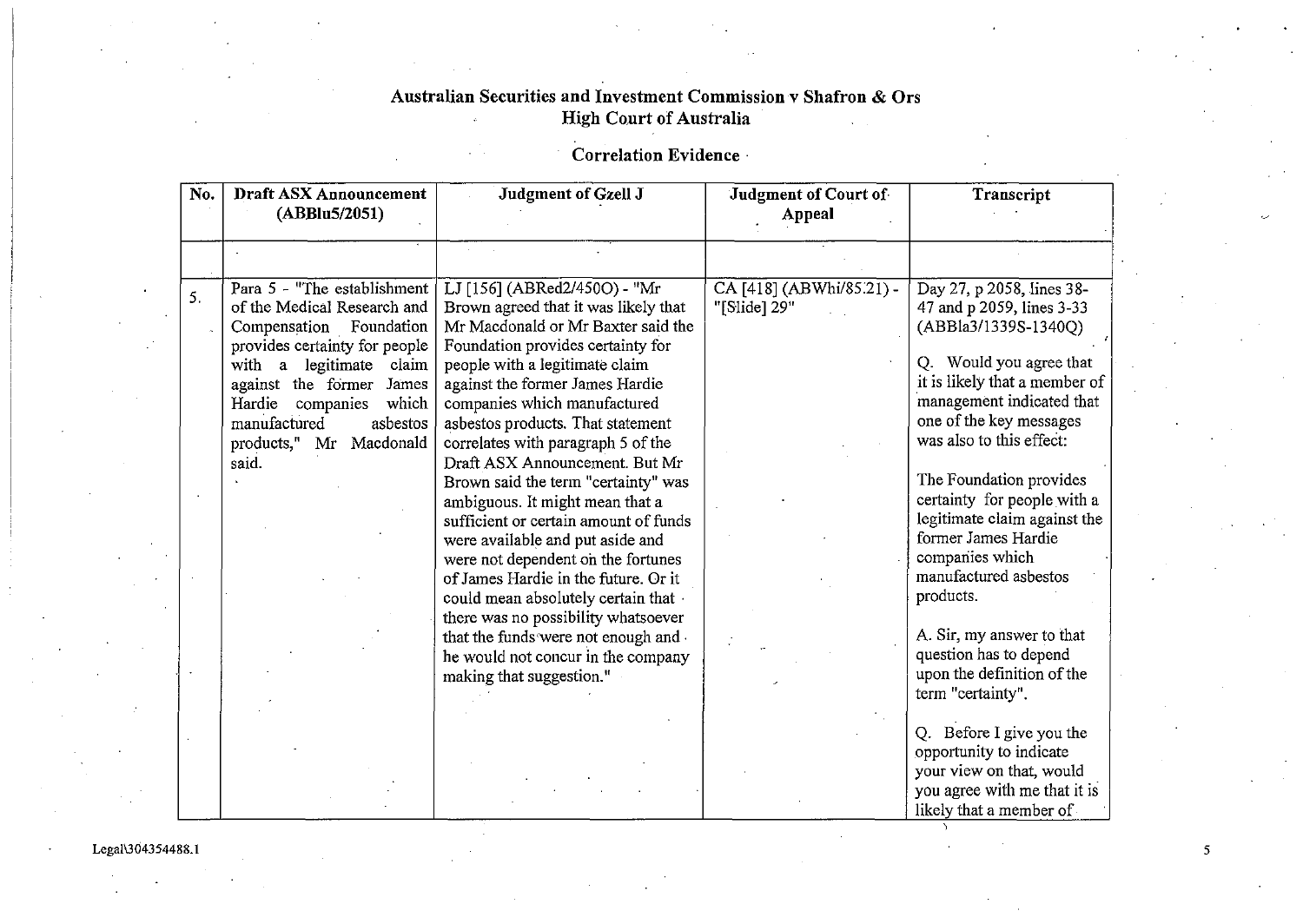**Australian Securities and Investment Commission v Shafron & Ors**
**High Court of Australia**

**Correlation Evidence**

| No. | Draft ASX Announcement (ABBlu5/2051) | Judgment of Gzell J | Judgment of Court of Appeal | Transcript |
|---|---|---|---|---|
| | | | | |
| 5. | Para 5 - "The establishment of the Medical Research and Compensation Foundation provides certainty for people with a legitimate claim against the former James Hardie companies which manufactured asbestos products," Mr Macdonald said. | LJ [156] (ABRed2/450O) - "Mr Brown agreed that it was likely that Mr Macdonald or Mr Baxter said the Foundation provides certainty for people with a legitimate claim against the former James Hardie companies which manufactured asbestos products. That statement correlates with paragraph 5 of the Draft ASX Announcement. But Mr Brown said the term "certainty" was ambiguous. It might mean that a sufficient or certain amount of funds were available and put aside and were not dependent on the fortunes of James Hardie in the future. Or it could mean absolutely certain that there was no possibility whatsoever that the funds were not enough and he would not concur in the company making that suggestion." | CA [418] (ABWhi/85.21) - "[Slide] 29" | Day 27, p 2058, lines 38-47 and p 2059, lines 3-33 (ABBla3/1339S-1340Q)<br><br>Q. Would you agree that it is likely that a member of management indicated that one of the key messages was also to this effect:<br><br>The Foundation provides certainty for people with a legitimate claim against the former James Hardie companies which manufactured asbestos products.<br><br>A. Sir, my answer to that question has to depend upon the definition of the term "certainty".<br><br>Q. Before I give you the opportunity to indicate your view on that, would you agree with me that it is likely that a member of |

Legal\304354488.1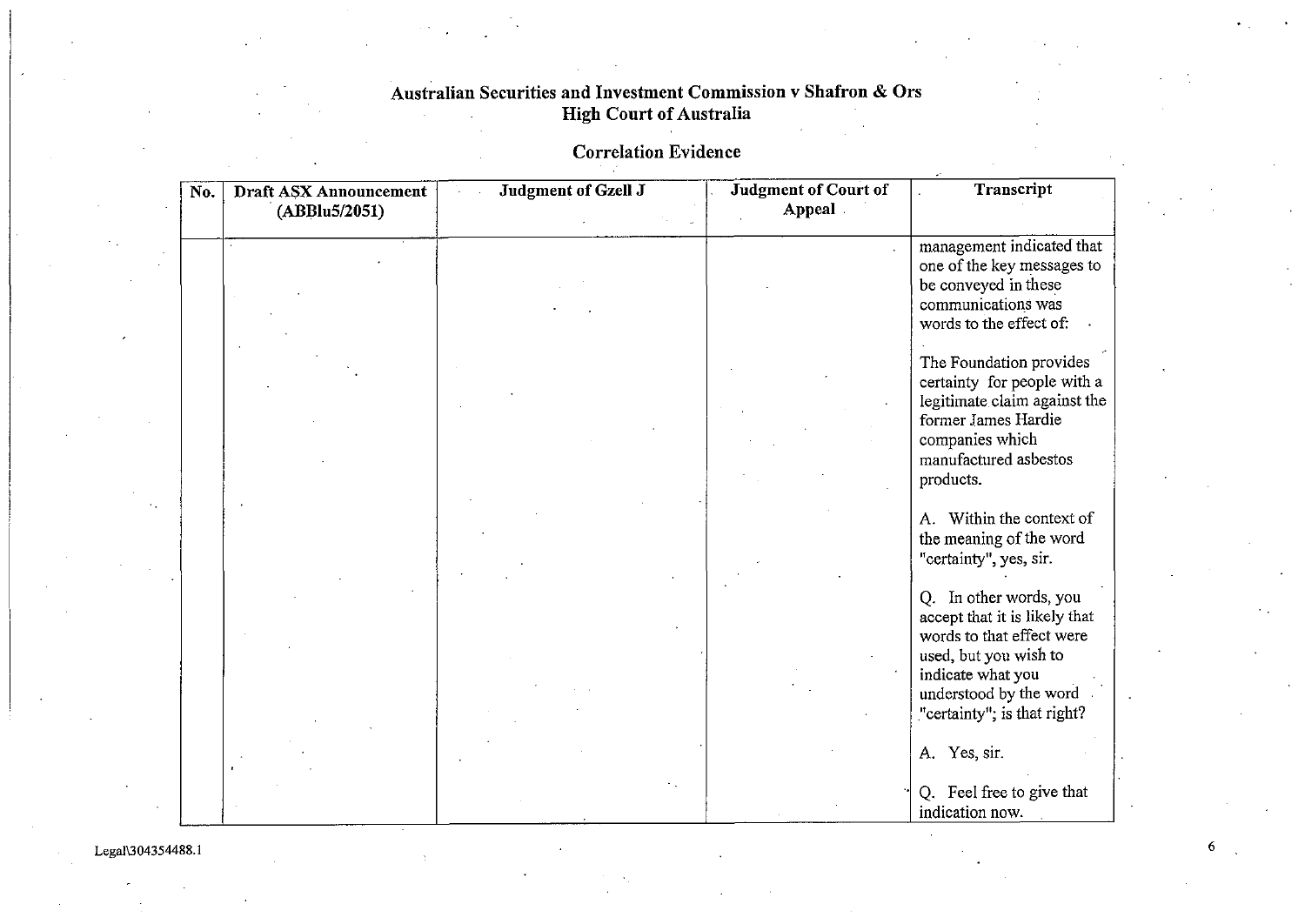## Australian Securities and Investment Commission v Shafron & Ors
## High Court of Australia

### Correlation Evidence

| No. | Draft ASX Announcement (ABBlu5/2051) | Judgment of Gzell J | Judgment of Court of Appeal | Transcript |
|---|---|---|---|---|
| | | | | management indicated that one of the key messages to be conveyed in these communications was words to the effect of: <br><br> The Foundation provides certainty for people with a legitimate claim against the former James Hardie companies which manufactured asbestos products. <br><br> A. Within the context of the meaning of the word "certainty", yes, sir. <br><br> Q. In other words, you accept that it is likely that words to that effect were used, but you wish to indicate what you understood by the word "certainty"; is that right? <br><br> A. Yes, sir. <br><br> Q. Feel free to give that indication now. |

Legal\304354488.1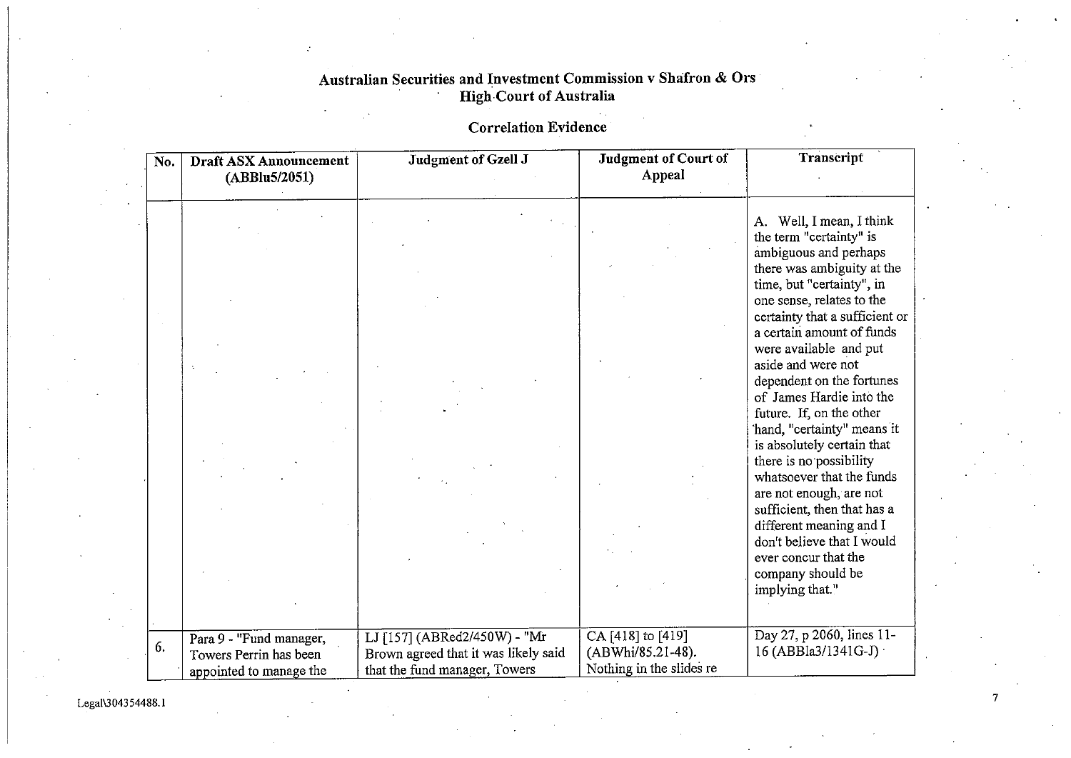## Australian Securities and Investment Commission v Shafron & Ors
## High Court of Australia

### Correlation Evidence

| No. | Draft ASX Announcement (ABBlu5/2051) | Judgment of Gzell J | Judgment of Court of Appeal | Transcript |
|---|---|---|---|---|
| | | | | A. Well, I mean, I think the term "certainty" is ambiguous and perhaps there was ambiguity at the time, but "certainty", in one sense, relates to the certainty that a sufficient or a certain amount of funds were available and put aside and were not dependent on the fortunes of James Hardie into the future. If, on the other hand, "certainty" means it is absolutely certain that there is no possibility whatsoever that the funds are not enough, are not sufficient, then that has a different meaning and I don't believe that I would ever concur that the company should be implying that." |
| 6. | Para 9 - "Fund manager, Towers Perrin has been appointed to manage the | LJ [157] (ABRed2/450W) - "Mr Brown agreed that it was likely said that the fund manager, Towers | CA [418] to [419] (ABWhi/85.21-48). Nothing in the slides re | Day 27, p 2060, lines 11-16 (ABBla3/1341G-J) |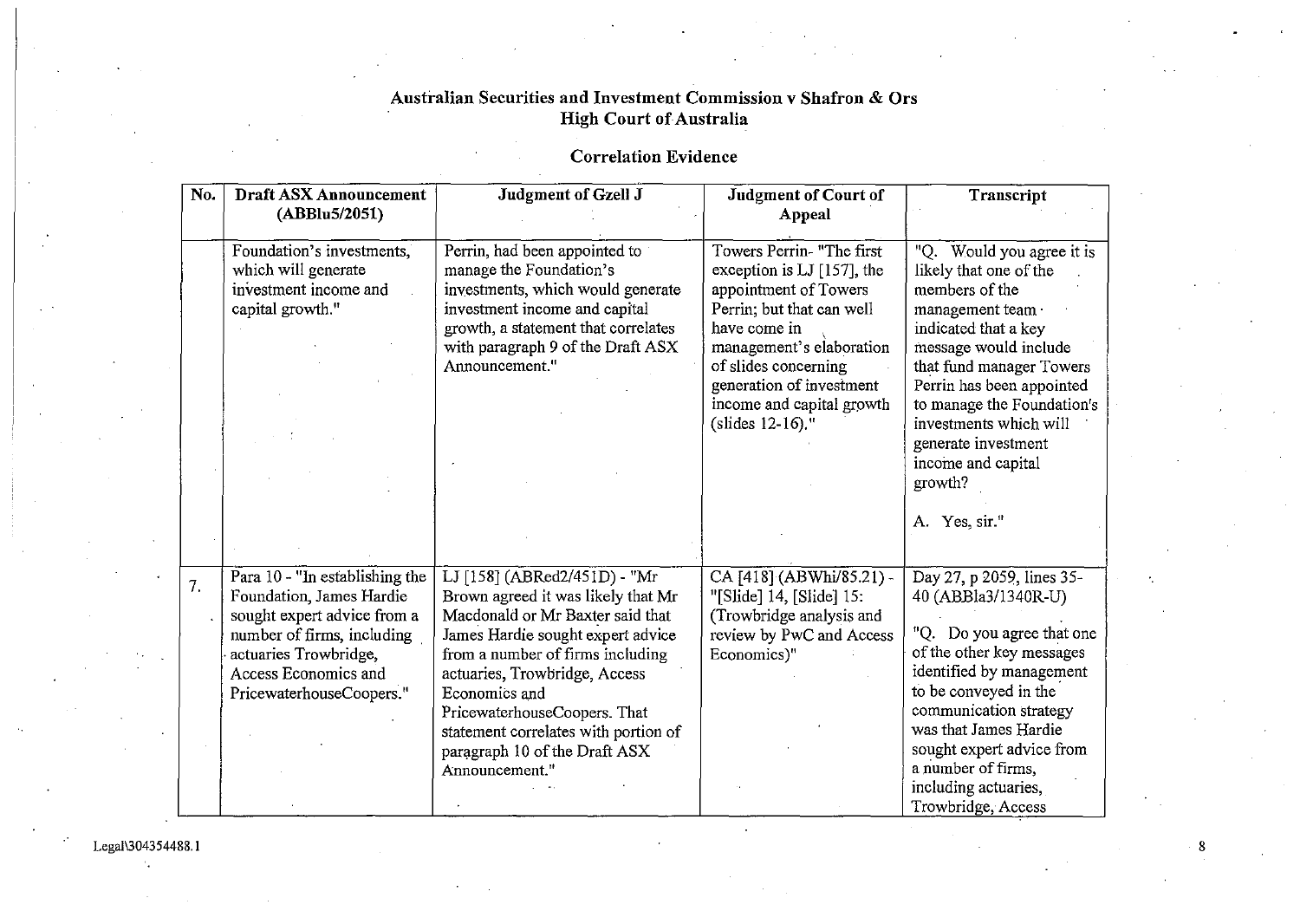## Australian Securities and Investment Commission v Shafron & Ors
## High Court of Australia

### Correlation Evidence

| No. | Draft ASX Announcement (ABBlu5/2051) | Judgment of Gzell J | Judgment of Court of Appeal | Transcript |
|---|---|---|---|---|
| | Foundation's investments, which will generate investment income and capital growth." | Perrin, had been appointed to manage the Foundation's investments, which would generate investment income and capital growth, a statement that correlates with paragraph 9 of the Draft ASX Announcement." | Towers Perrin- "The first exception is LJ [157], the appointment of Towers Perrin; but that can well have come in management's elaboration of slides concerning generation of investment income and capital growth (slides 12-16)." | "Q. Would you agree it is likely that one of the members of the management team indicated that a key message would include that fund manager Towers Perrin has been appointed to manage the Foundation's investments which will generate investment income and capital growth?<br><br>A. Yes, sir." |
| 7. | Para 10 - "In establishing the Foundation, James Hardie sought expert advice from a number of firms, including actuaries Trowbridge, Access Economics and PricewaterhouseCoopers." | LJ [158] (ABRed2/451D) - "Mr Brown agreed it was likely that Mr Macdonald or Mr Baxter said that James Hardie sought expert advice from a number of firms including actuaries, Trowbridge, Access Economics and PricewaterhouseCoopers. That statement correlates with portion of paragraph 10 of the Draft ASX Announcement." | CA [418] (ABWhi/85.21) - "[Slide] 14, [Slide] 15: (Trowbridge analysis and review by PwC and Access Economics)" | Day 27, p 2059, lines 35-40 (ABBla3/1340R-U)<br><br>"Q. Do you agree that one of the other key messages identified by management to be conveyed in the communication strategy was that James Hardie sought expert advice from a number of firms, including actuaries, Trowbridge, Access |

Legal\304354488.1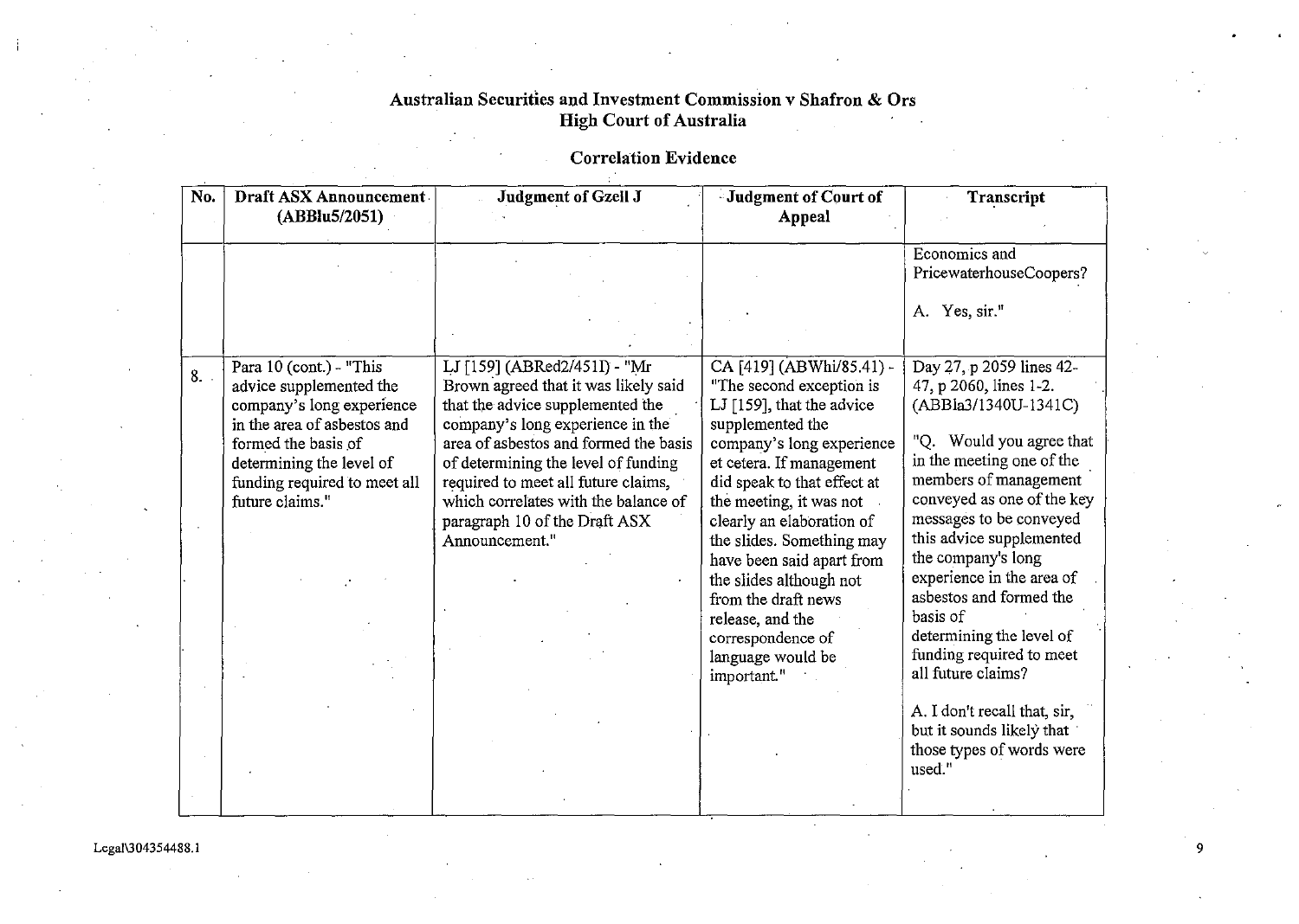# Australian Securities and Investment Commission v Shafron & Ors
## High Court of Australia

### Correlation Evidence

| No. | Draft ASX Announcement (ABBlu5/2051) | Judgment of Gzell J | Judgment of Court of Appeal | Transcript |
|---|---|---|---|---|
| | | | | Economics and PricewaterhouseCoopers?<br><br>A. Yes, sir." |
| 8. | Para 10 (cont.) - "This advice supplemented the company's long experience in the area of asbestos and formed the basis of determining the level of funding required to meet all future claims." | LJ [159] (ABRed2/451I) - "Mr Brown agreed that it was likely said that the advice supplemented the company's long experience in the area of asbestos and formed the basis of determining the level of funding required to meet all future claims, which correlates with the balance of paragraph 10 of the Draft ASX Announcement." | CA [419] (ABWhi/85.41) - "The second exception is LJ [159], that the advice supplemented the company's long experience et cetera. If management did speak to that effect at the meeting, it was not clearly an elaboration of the slides. Something may have been said apart from the slides although not from the draft news release, and the correspondence of language would be important." | Day 27, p 2059 lines 42-47, p 2060, lines 1-2. (ABBla3/1340U-1341C)<br><br>"Q. Would you agree that in the meeting one of the members of management conveyed as one of the key messages to be conveyed this advice supplemented the company's long experience in the area of asbestos and formed the basis of determining the level of funding required to meet all future claims?<br><br>A. I don't recall that, sir, but it sounds likely that those types of words were used." |

Legal\304354488.1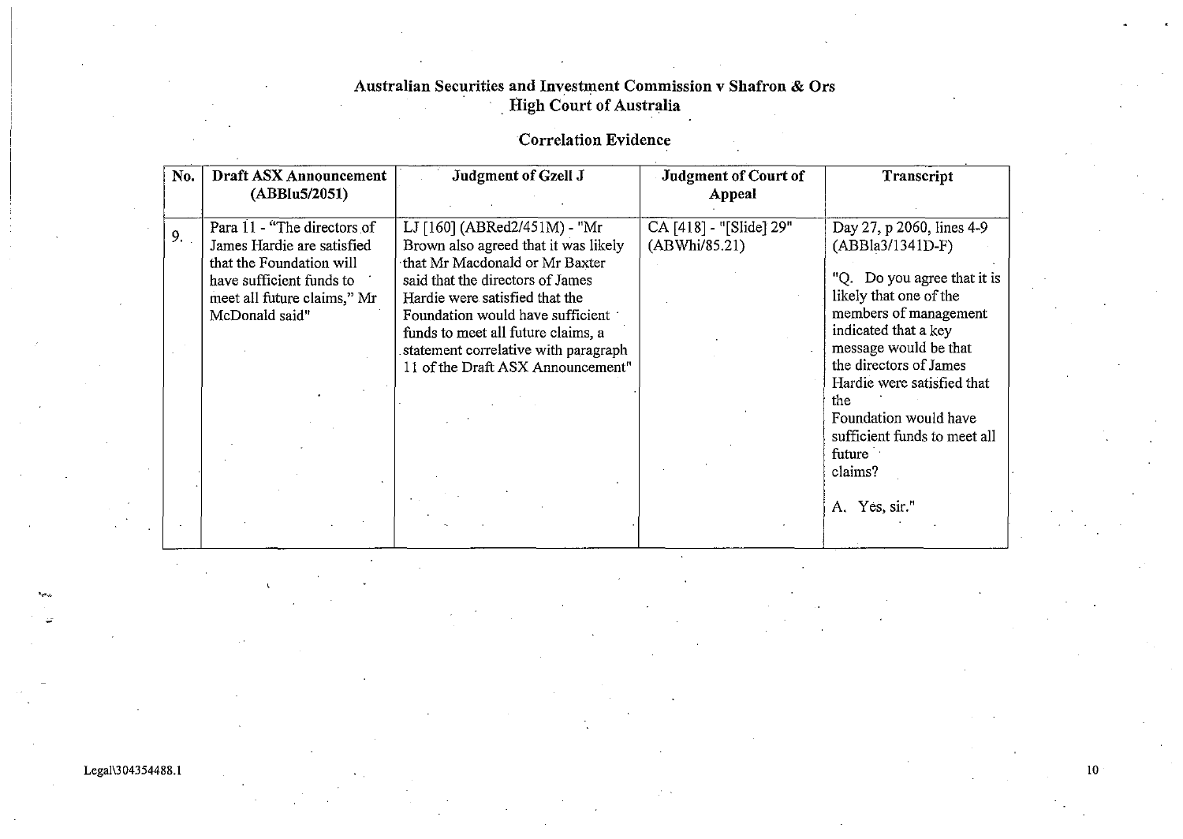## Australian Securities and Investment Commission v Shafron & Ors
## High Court of Australia

### Correlation Evidence

| No. | Draft ASX Announcement (ABBlu5/2051) | Judgment of Gzell J | Judgment of Court of Appeal | Transcript |
|---|---|---|---|---|
| 9. | Para 11 - "The directors of James Hardie are satisfied that the Foundation will have sufficient funds to meet all future claims," Mr McDonald said" | LJ [160] (ABRed2/451M) - "Mr Brown also agreed that it was likely that Mr Macdonald or Mr Baxter said that the directors of James Hardie were satisfied that the Foundation would have sufficient funds to meet all future claims, a statement correlative with paragraph 11 of the Draft ASX Announcement" | CA [418] - "[Slide] 29" (ABWhi/85.21) | Day 27, p 2060, lines 4-9 (ABBla3/1341D-F)<br><br>"Q. Do you agree that it is likely that one of the members of management indicated that a key message would be that the directors of James Hardie were satisfied that the Foundation would have sufficient funds to meet all future claims?<br><br>A. Yes, sir." |

Legal\304354488.1